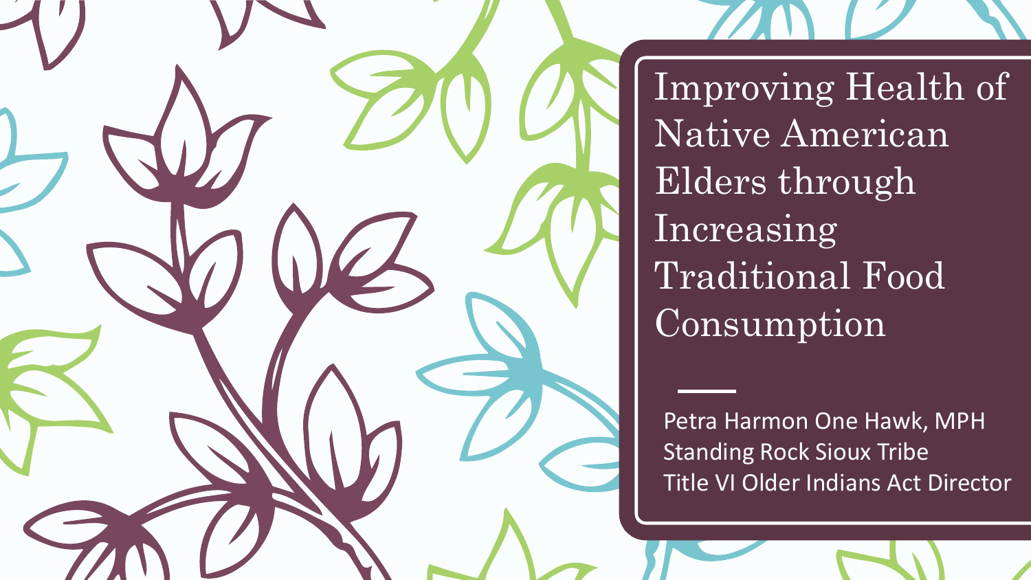# Improving Health of Native American Elders through Increasing Traditional Food Consumption

Petra Harmon One Hawk, MPH
Standing Rock Sioux Tribe
Title VI Older Indians Act Director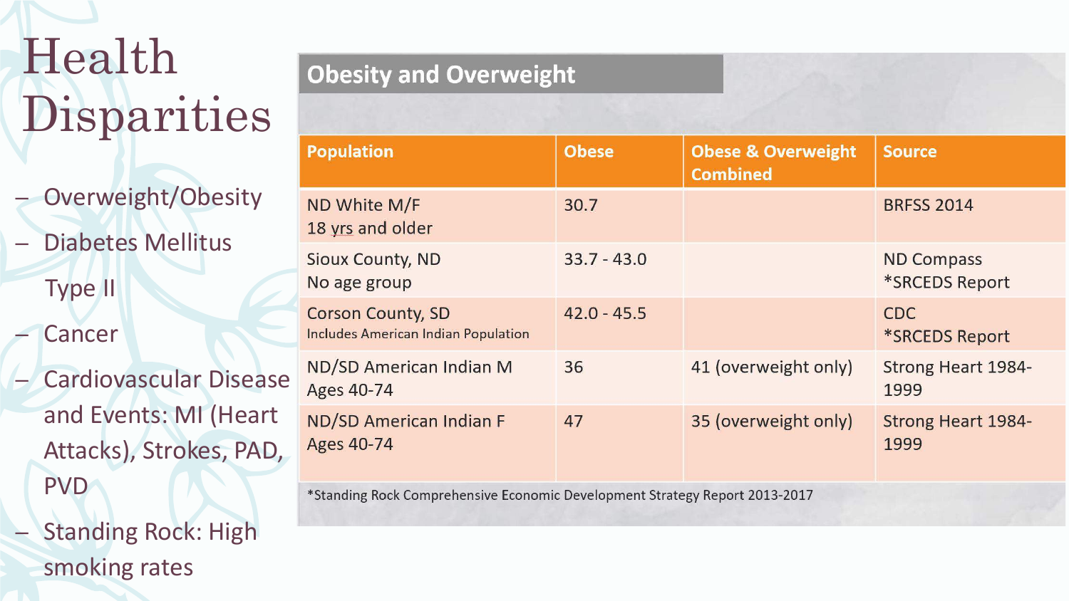# Health Disparities

- Overweight/Obesity
- Diabetes Mellitus Type II
- Cancer
- Cardiovascular Disease and Events: MI (Heart Attacks), Strokes, PAD, PVD
- Standing Rock: High smoking rates

## Obesity and Overweight

| Population | Obese | Obese & Overweight Combined | Source |
|---|---|---|---|
| ND White M/F<br>18 yrs and older | 30.7 | | BRFSS 2014 |
| Sioux County, ND<br>No age group | 33.7 - 43.0 | | ND Compass<br>*SRCEDS Report |
| Corson County, SD<br>Includes American Indian Population | 42.0 - 45.5 | | CDC<br>*SRCEDS Report |
| ND/SD American Indian M<br>Ages 40-74 | 36 | 41 (overweight only) | Strong Heart 1984-1999 |
| ND/SD American Indian F<br>Ages 40-74 | 47 | 35 (overweight only) | Strong Heart 1984-1999 |

*Standing Rock Comprehensive Economic Development Strategy Report 2013-2017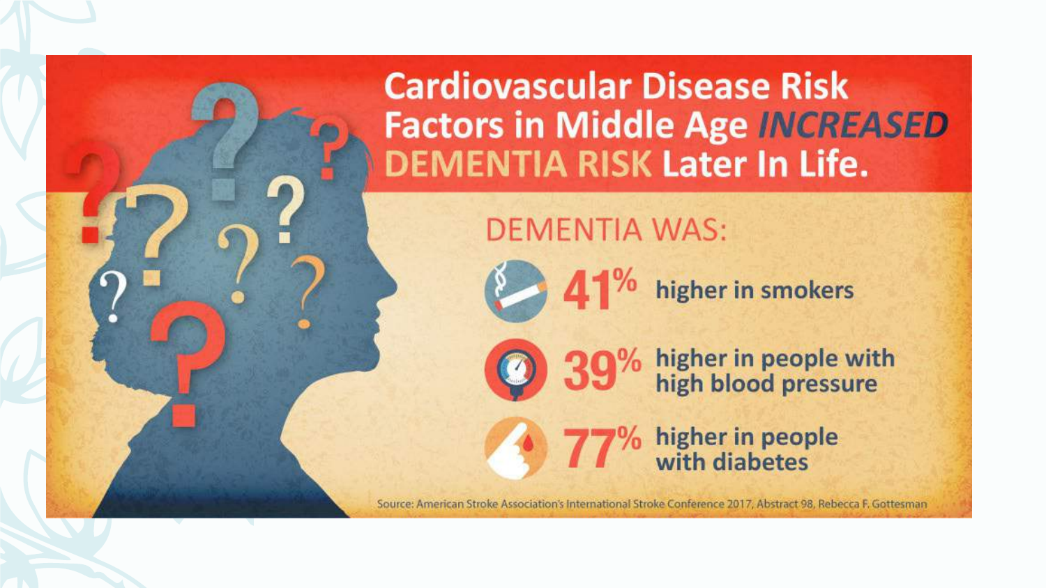# Cardiovascular Disease Risk Factors in Middle Age *INCREASED* DEMENTIA RISK Later In Life.

DEMENTIA WAS:

- **41%** higher in smokers
- **39%** higher in people with high blood pressure
- **77%** higher in people with diabetes

Source: American Stroke Association's International Stroke Conference 2017, Abstract 98, Rebecca F. Gottesman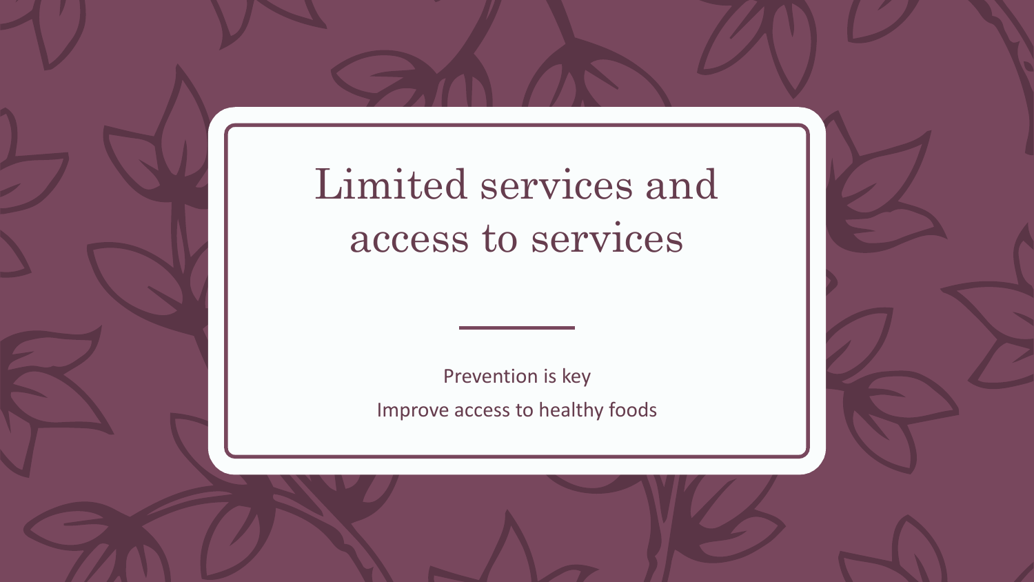# Limited services and access to services

Prevention is key

Improve access to healthy foods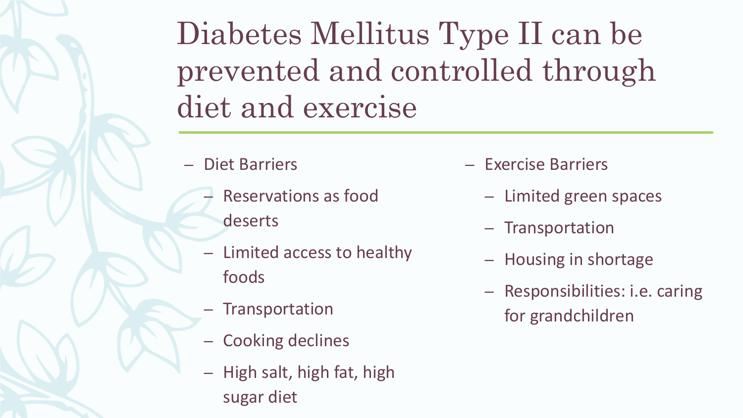# Diabetes Mellitus Type II can be prevented and controlled through diet and exercise

- Diet Barriers
  - Reservations as food deserts
  - Limited access to healthy foods
  - Transportation
  - Cooking declines
  - High salt, high fat, high sugar diet
- Exercise Barriers
  - Limited green spaces
  - Transportation
  - Housing in shortage
  - Responsibilities: i.e. caring for grandchildren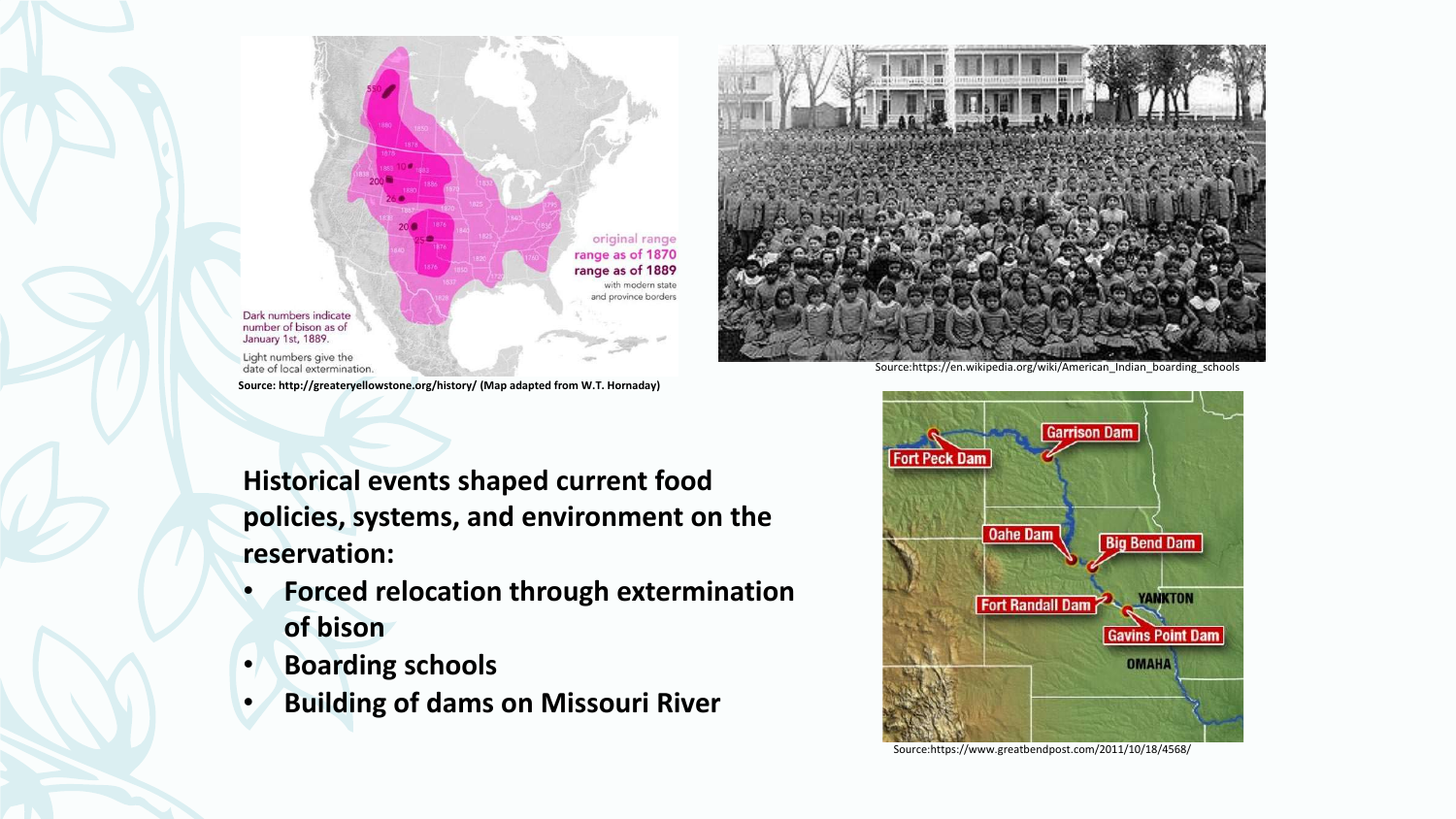Source: http://greateryellowstone.org/history/ (Map adapted from W.T. Hornaday)

Source:https://en.wikipedia.org/wiki/American_Indian_boarding_schools

**Historical events shaped current food policies, systems, and environment on the reservation:**

- **Forced relocation through extermination of bison**
- **Boarding schools**
- **Building of dams on Missouri River**

Source:https://www.greatbendpost.com/2011/10/18/4568/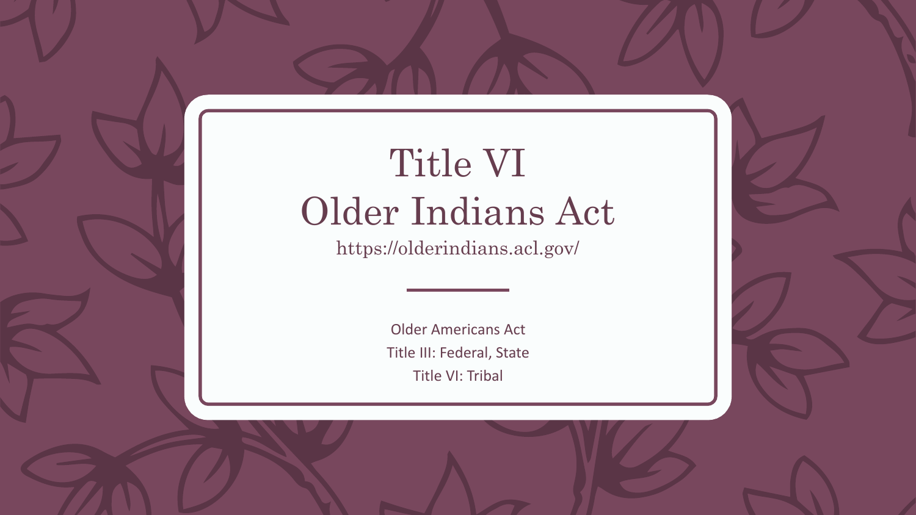# Title VI
# Older Indians Act

https://olderindians.acl.gov/

Older Americans Act

Title III: Federal, State

Title VI: Tribal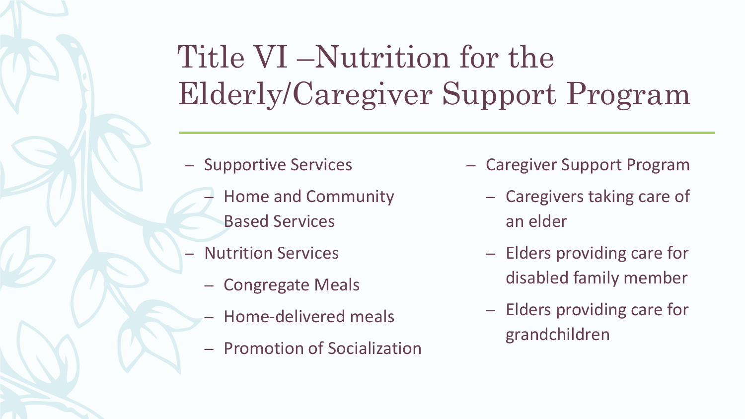# Title VI –Nutrition for the Elderly/Caregiver Support Program

- Supportive Services
  - Home and Community Based Services
- Nutrition Services
  - Congregate Meals
  - Home-delivered meals
  - Promotion of Socialization

- Caregiver Support Program
  - Caregivers taking care of an elder
  - Elders providing care for disabled family member
  - Elders providing care for grandchildren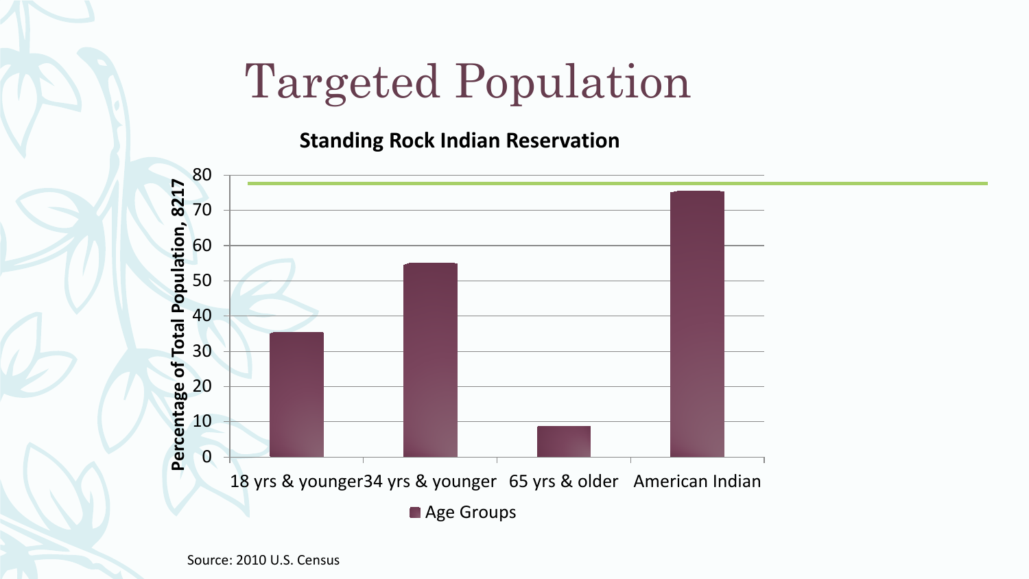# Targeted Population

**Standing Rock Indian Reservation**

| Age Groups | Percentage of Total Population, 8217 |
|---|---|
| 18 yrs & younger | 35 |
| 34 yrs & younger | 55 |
| 65 yrs & older | 8.5 |
| American Indian | 75 |

Source: 2010 U.S. Census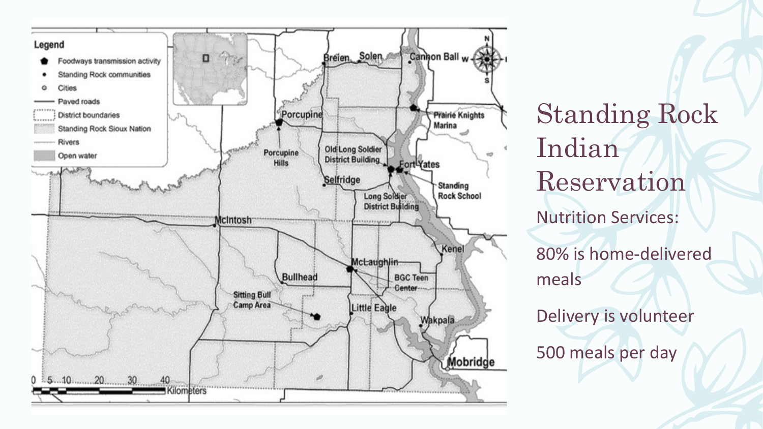# Standing Rock Indian Reservation

Nutrition Services:

80% is home-delivered meals

Delivery is volunteer

500 meals per day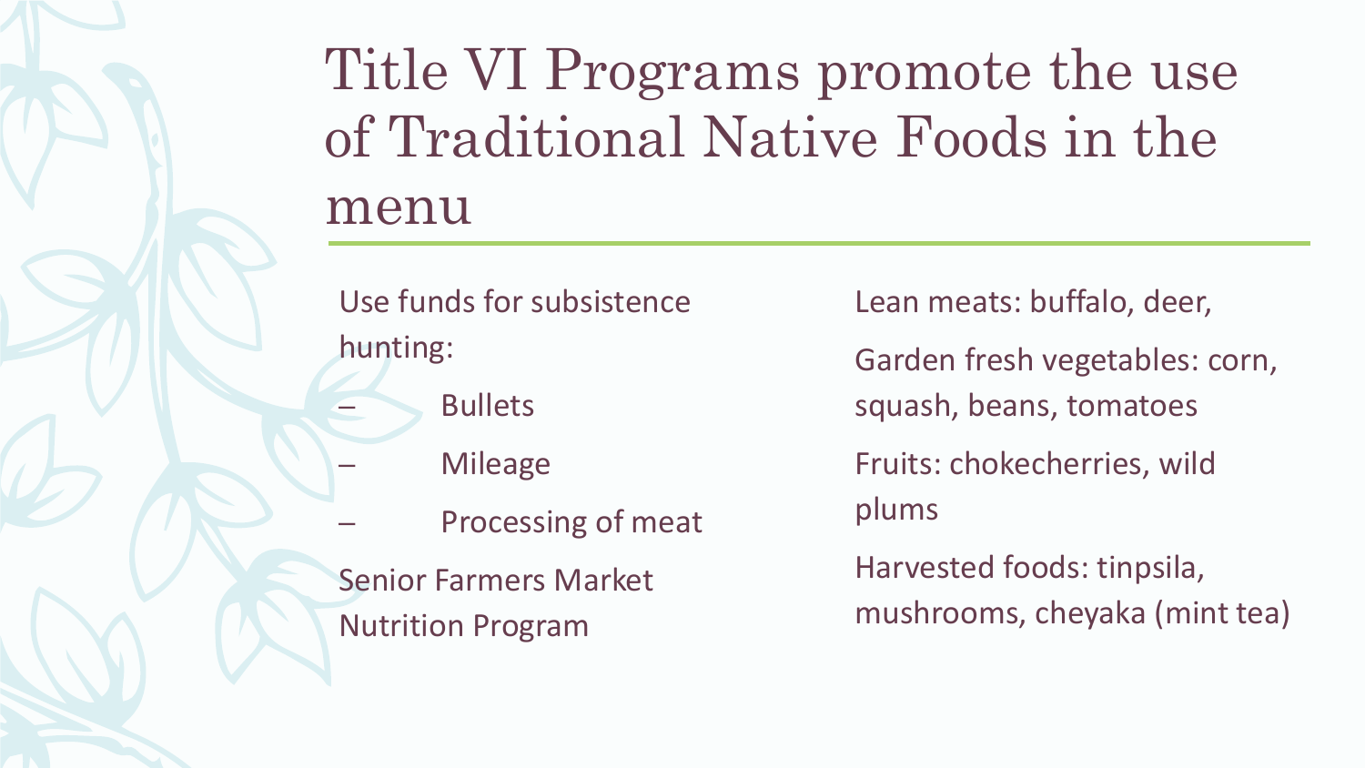# Title VI Programs promote the use of Traditional Native Foods in the menu

Use funds for subsistence hunting:

- Bullets
- Mileage
- Processing of meat

Senior Farmers Market Nutrition Program

Lean meats: buffalo, deer,

Garden fresh vegetables: corn, squash, beans, tomatoes

Fruits: chokecherries, wild plums

Harvested foods: tinpsila, mushrooms, cheyaka (mint tea)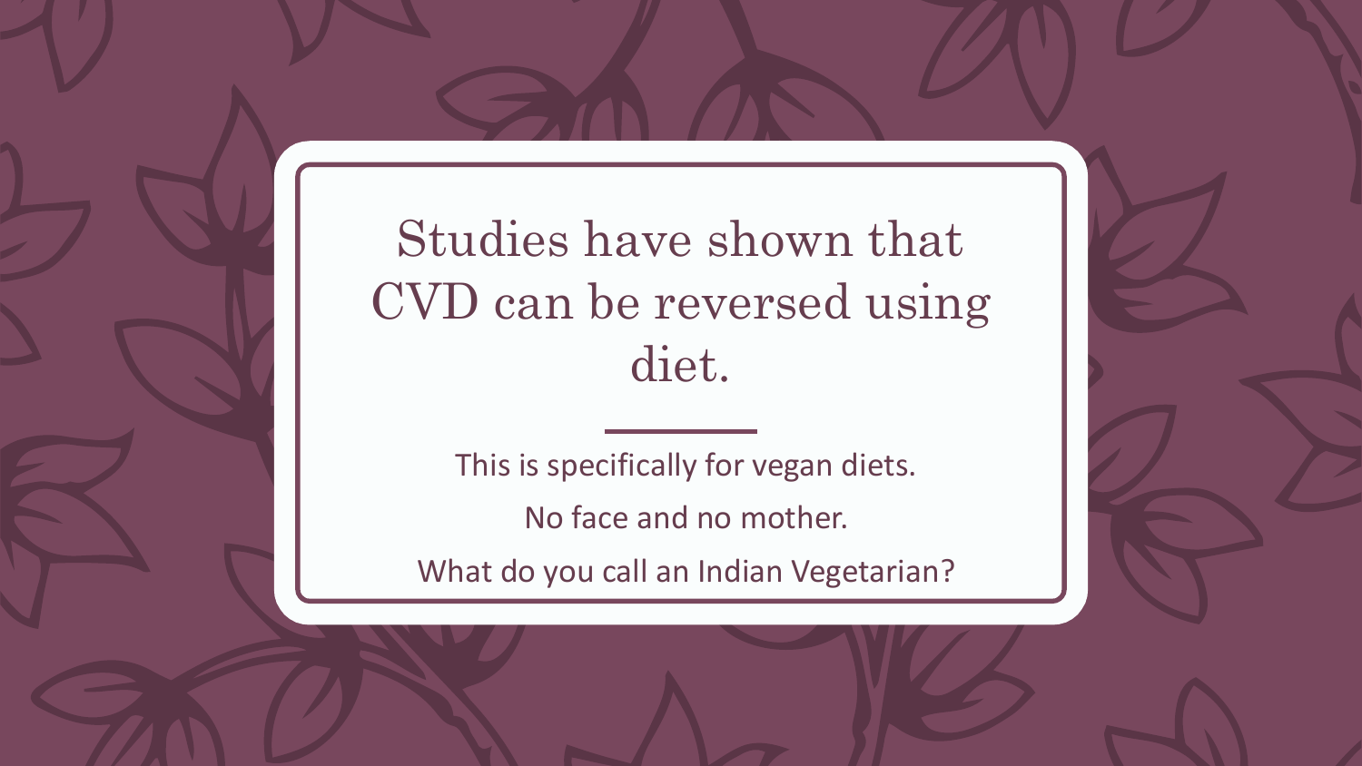# Studies have shown that CVD can be reversed using diet.

This is specifically for vegan diets.

No face and no mother.

What do you call an Indian Vegetarian?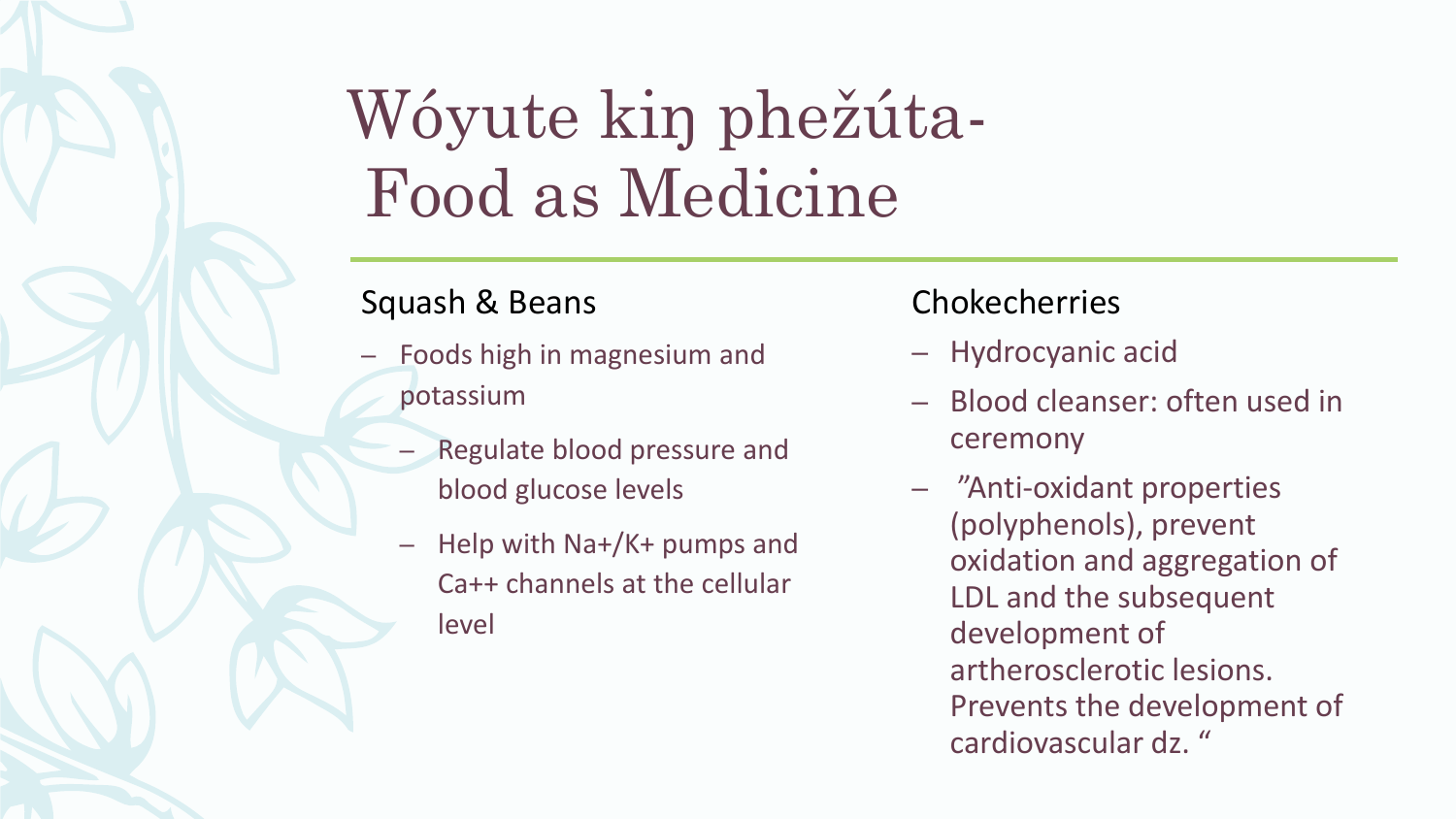# Wóyute kiŋ phežúta- Food as Medicine

## Squash & Beans

- Foods high in magnesium and potassium
  - Regulate blood pressure and blood glucose levels
  - Help with Na+/K+ pumps and Ca++ channels at the cellular level

## Chokecherries

- Hydrocyanic acid
- Blood cleanser: often used in ceremony
- ”Anti-oxidant properties (polyphenols), prevent oxidation and aggregation of LDL and the subsequent development of artherosclerotic lesions. Prevents the development of cardiovascular dz. “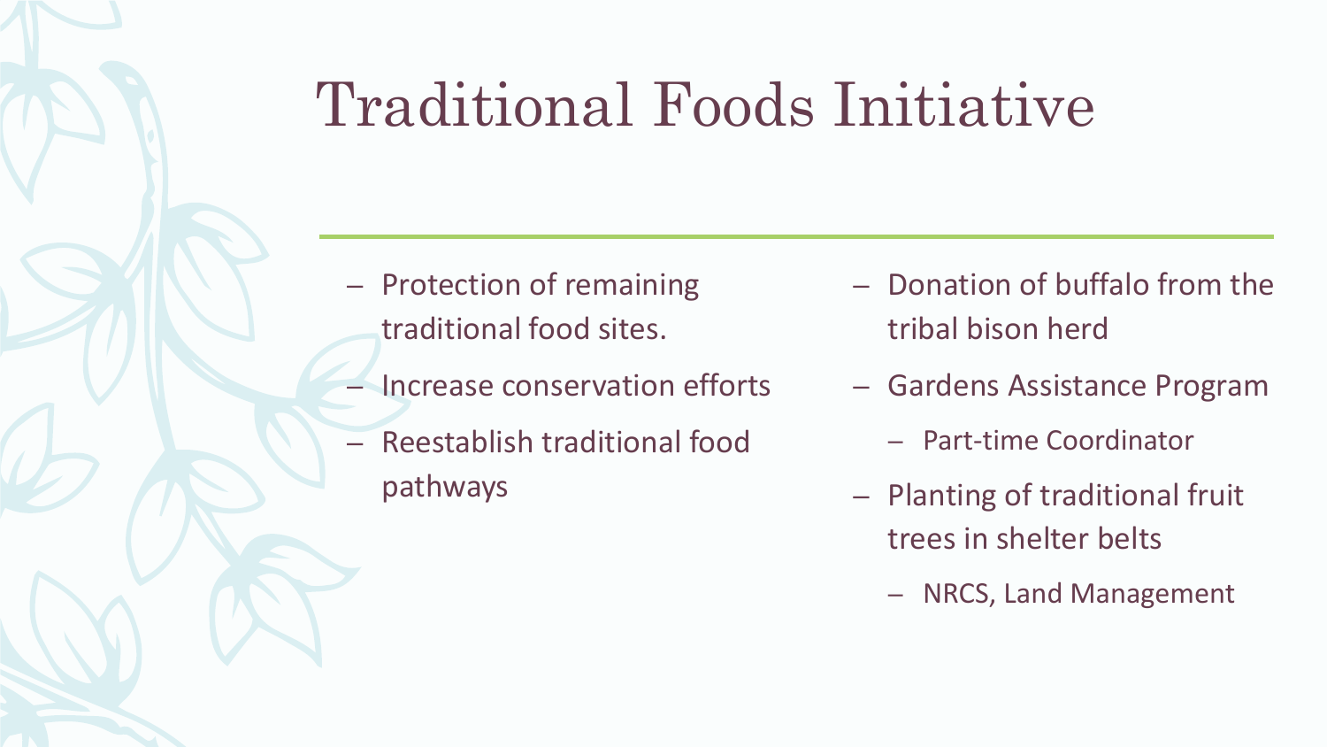# Traditional Foods Initiative

- Protection of remaining traditional food sites.
- Increase conservation efforts
- Reestablish traditional food pathways
- Donation of buffalo from the tribal bison herd
- Gardens Assistance Program
  - Part-time Coordinator
- Planting of traditional fruit trees in shelter belts
  - NRCS, Land Management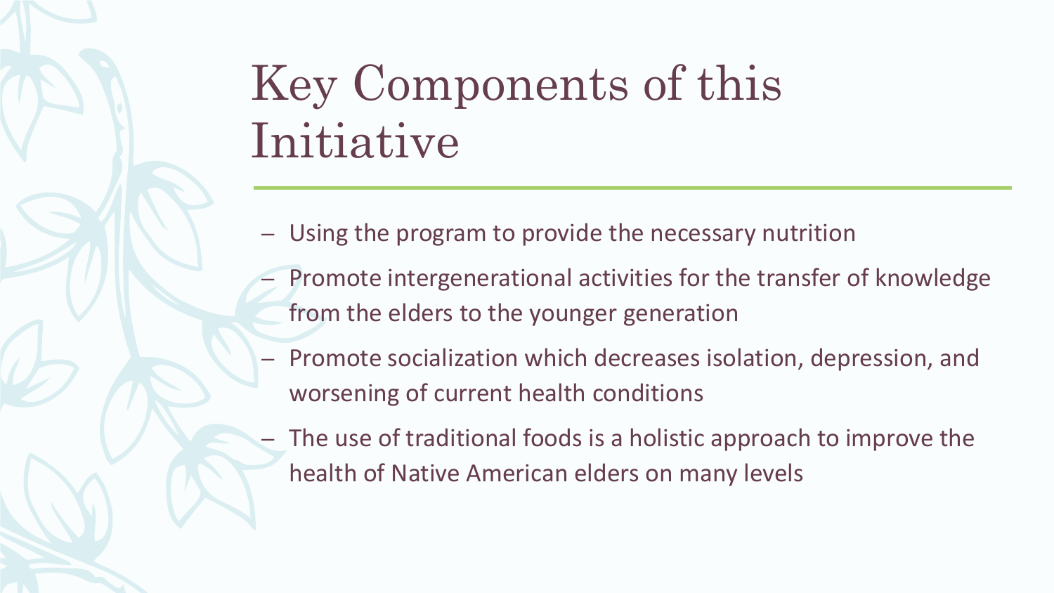# Key Components of this Initiative

- Using the program to provide the necessary nutrition
- Promote intergenerational activities for the transfer of knowledge from the elders to the younger generation
- Promote socialization which decreases isolation, depression, and worsening of current health conditions
- The use of traditional foods is a holistic approach to improve the health of Native American elders on many levels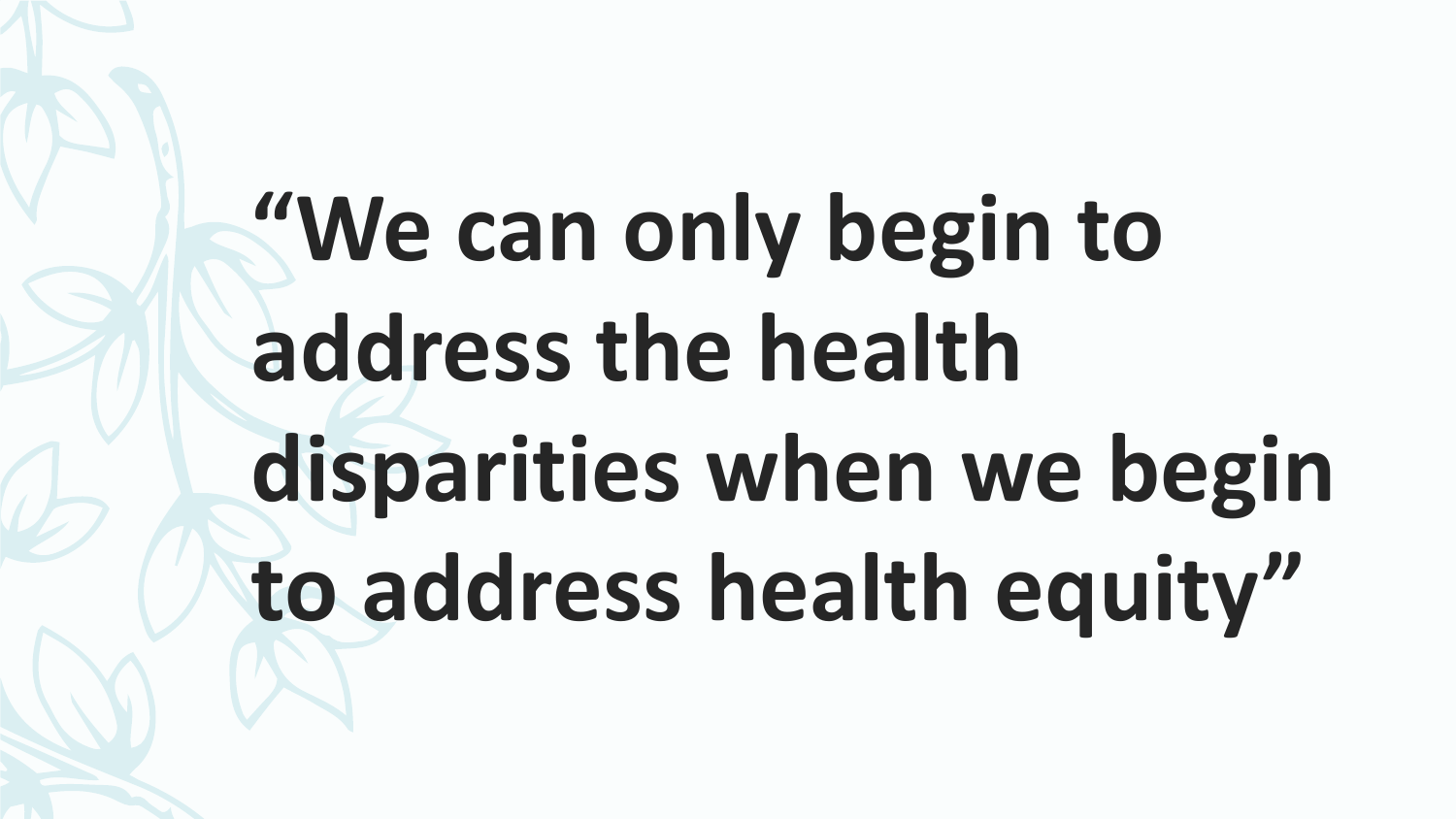**“We can only begin to address the health disparities when we begin to address health equity”**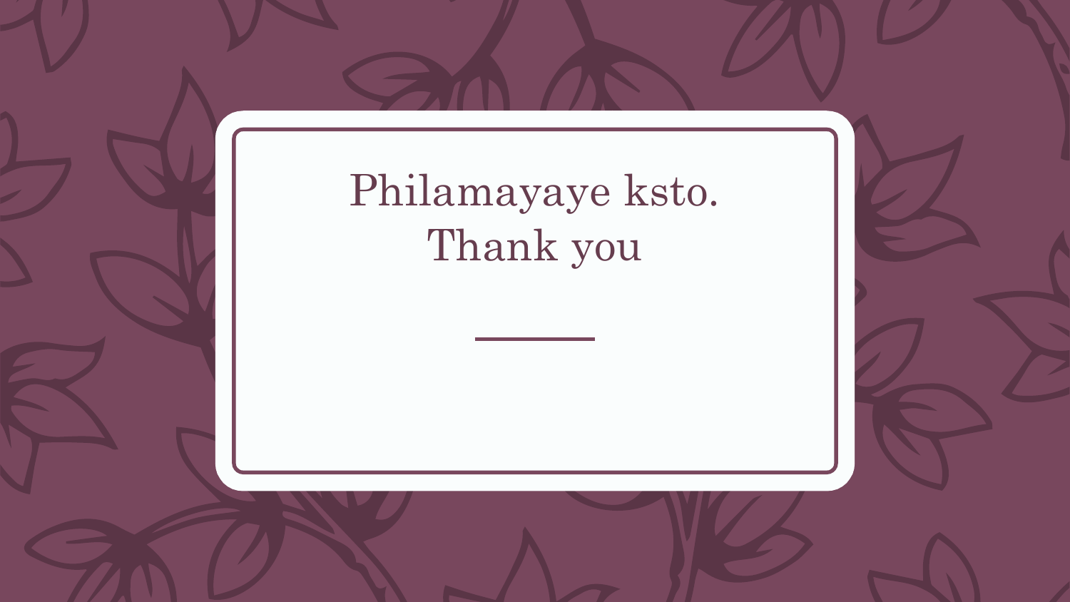# Philamayaye ksto.
# Thank you